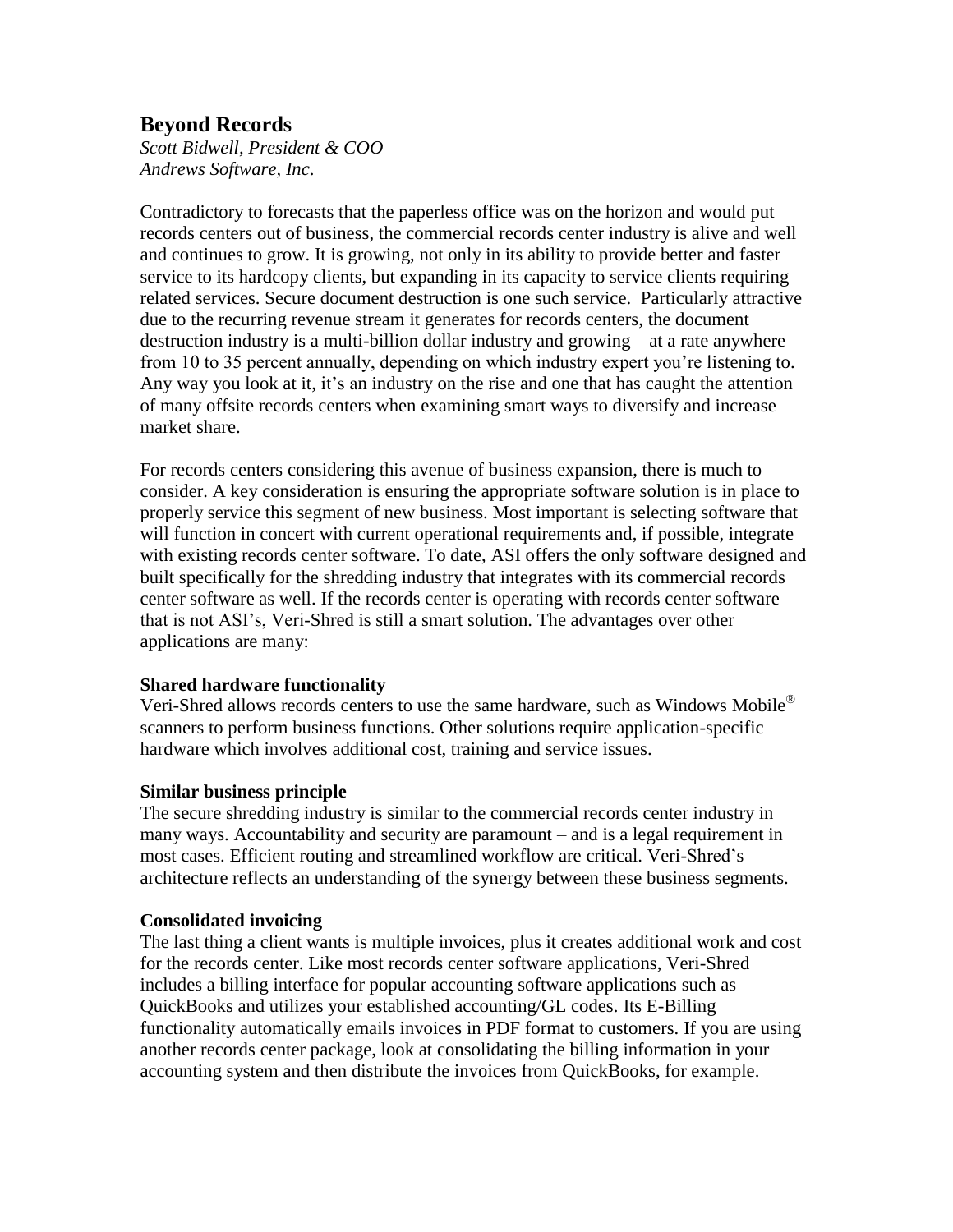# Beyond Records

*Scott Bidwell, President & COO*
*Andrews Software, Inc.*

Contradictory to forecasts that the paperless office was on the horizon and would put records centers out of business, the commercial records center industry is alive and well and continues to grow. It is growing, not only in its ability to provide better and faster service to its hardcopy clients, but expanding in its capacity to service clients requiring related services. Secure document destruction is one such service. Particularly attractive due to the recurring revenue stream it generates for records centers, the document destruction industry is a multi-billion dollar industry and growing – at a rate anywhere from 10 to 35 percent annually, depending on which industry expert you're listening to. Any way you look at it, it's an industry on the rise and one that has caught the attention of many offsite records centers when examining smart ways to diversify and increase market share.

For records centers considering this avenue of business expansion, there is much to consider. A key consideration is ensuring the appropriate software solution is in place to properly service this segment of new business. Most important is selecting software that will function in concert with current operational requirements and, if possible, integrate with existing records center software. To date, ASI offers the only software designed and built specifically for the shredding industry that integrates with its commercial records center software as well. If the records center is operating with records center software that is not ASI's, Veri-Shred is still a smart solution. The advantages over other applications are many:

**Shared hardware functionality**

Veri-Shred allows records centers to use the same hardware, such as Windows Mobile® scanners to perform business functions. Other solutions require application-specific hardware which involves additional cost, training and service issues.

**Similar business principle**

The secure shredding industry is similar to the commercial records center industry in many ways. Accountability and security are paramount – and is a legal requirement in most cases. Efficient routing and streamlined workflow are critical. Veri-Shred's architecture reflects an understanding of the synergy between these business segments.

**Consolidated invoicing**

The last thing a client wants is multiple invoices, plus it creates additional work and cost for the records center. Like most records center software applications, Veri-Shred includes a billing interface for popular accounting software applications such as QuickBooks and utilizes your established accounting/GL codes. Its E-Billing functionality automatically emails invoices in PDF format to customers. If you are using another records center package, look at consolidating the billing information in your accounting system and then distribute the invoices from QuickBooks, for example.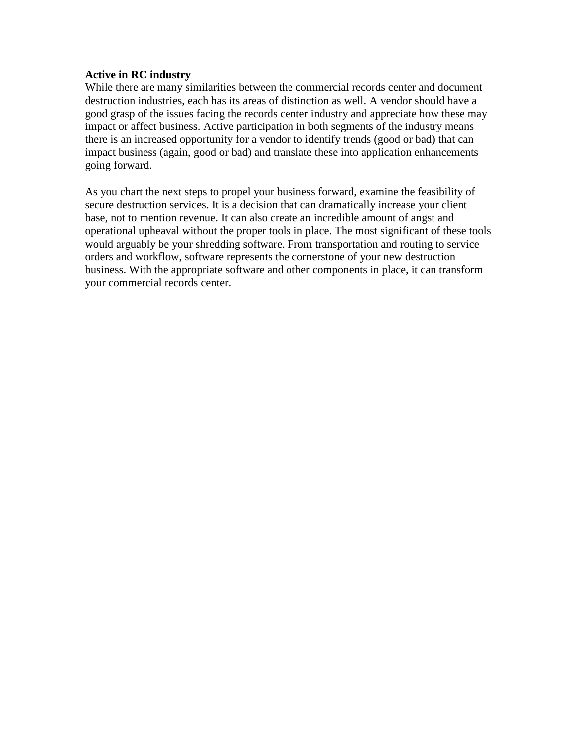**Active in RC industry**

While there are many similarities between the commercial records center and document destruction industries, each has its areas of distinction as well. A vendor should have a good grasp of the issues facing the records center industry and appreciate how these may impact or affect business. Active participation in both segments of the industry means there is an increased opportunity for a vendor to identify trends (good or bad) that can impact business (again, good or bad) and translate these into application enhancements going forward.

As you chart the next steps to propel your business forward, examine the feasibility of secure destruction services. It is a decision that can dramatically increase your client base, not to mention revenue. It can also create an incredible amount of angst and operational upheaval without the proper tools in place. The most significant of these tools would arguably be your shredding software. From transportation and routing to service orders and workflow, software represents the cornerstone of your new destruction business. With the appropriate software and other components in place, it can transform your commercial records center.